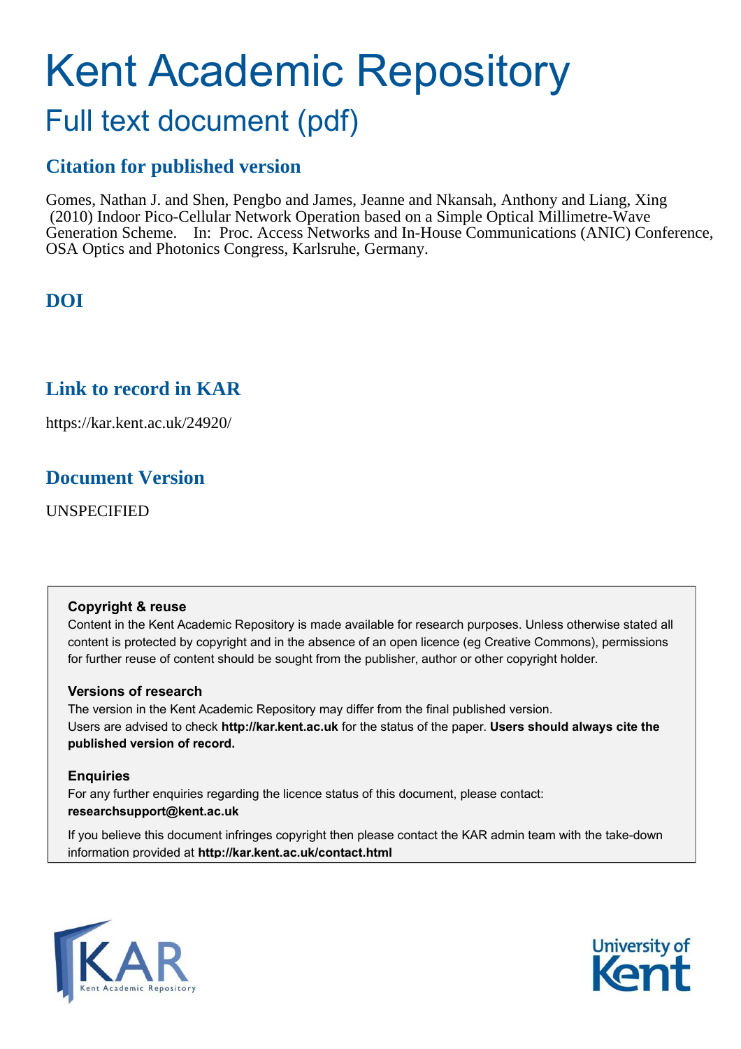# Kent Academic Repository

## Full text document (pdf)

### Citation for published version

Gomes, Nathan J. and Shen, Pengbo and James, Jeanne and Nkansah, Anthony and Liang, Xing (2010) Indoor Pico-Cellular Network Operation based on a Simple Optical Millimetre-Wave Generation Scheme. In: Proc. Access Networks and In-House Communications (ANIC) Conference, OSA Optics and Photonics Congress, Karlsruhe, Germany.

### DOI

### Link to record in KAR

https://kar.kent.ac.uk/24920/

### Document Version

UNSPECIFIED

**Copyright & reuse**

Content in the Kent Academic Repository is made available for research purposes. Unless otherwise stated all content is protected by copyright and in the absence of an open licence (eg Creative Commons), permissions for further reuse of content should be sought from the publisher, author or other copyright holder.

**Versions of research**

The version in the Kent Academic Repository may differ from the final published version. Users are advised to check **http://kar.kent.ac.uk** for the status of the paper. **Users should always cite the published version of record.**

**Enquiries**

For any further enquiries regarding the licence status of this document, please contact: **researchsupport@kent.ac.uk**

If you believe this document infringes copyright then please contact the KAR admin team with the take-down information provided at **http://kar.kent.ac.uk/contact.html**

KAR Kent Academic Repository

University of Kent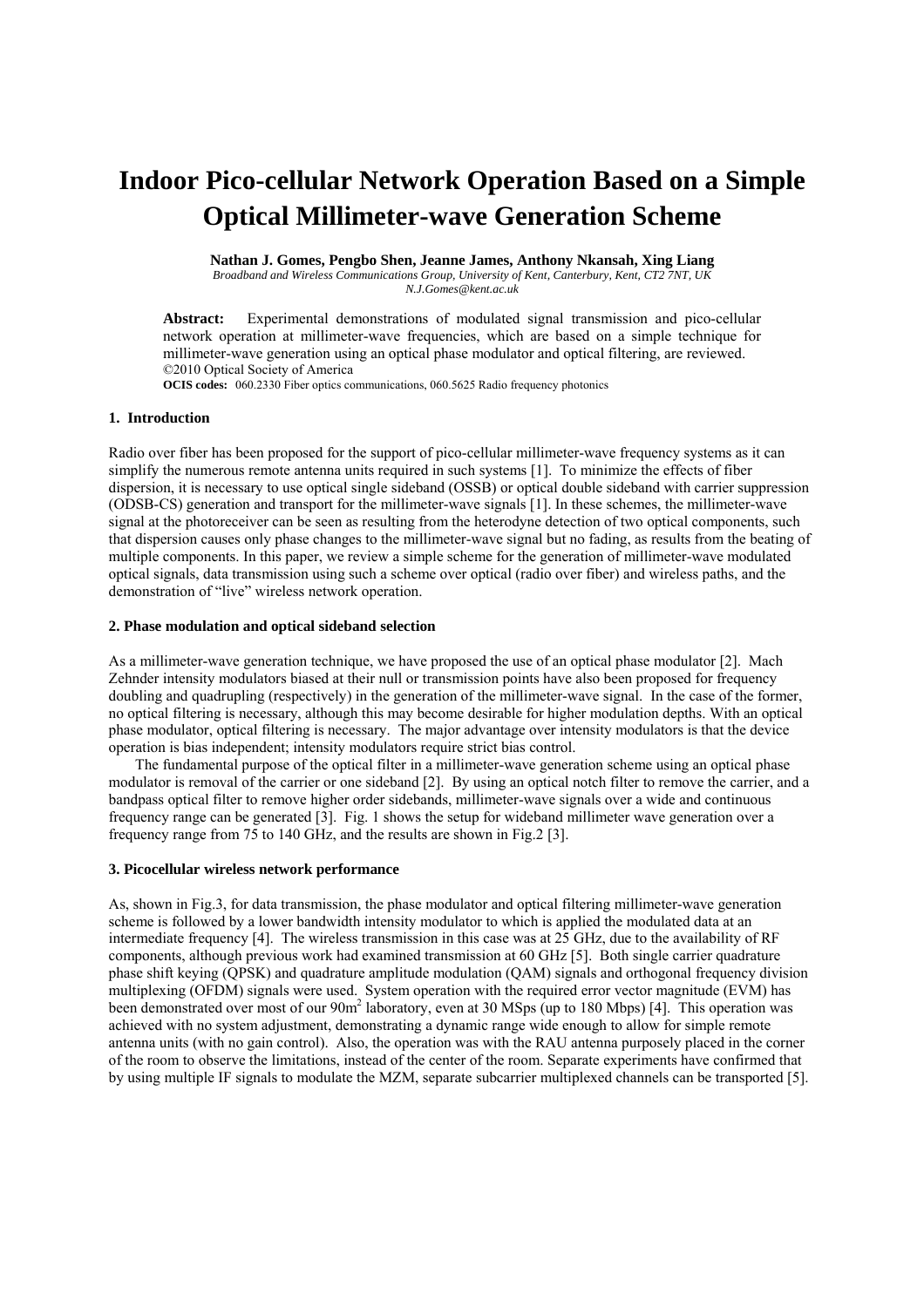# Indoor Pico-cellular Network Operation Based on a Simple Optical Millimeter-wave Generation Scheme

**Nathan J. Gomes, Pengbo Shen, Jeanne James, Anthony Nkansah, Xing Liang**

*Broadband and Wireless Communications Group, University of Kent, Canterbury, Kent, CT2 7NT, UK*
*N.J.Gomes@kent.ac.uk*

**Abstract:** Experimental demonstrations of modulated signal transmission and pico-cellular network operation at millimeter-wave frequencies, which are based on a simple technique for millimeter-wave generation using an optical phase modulator and optical filtering, are reviewed.
©2010 Optical Society of America

**OCIS codes:** 060.2330 Fiber optics communications, 060.5625 Radio frequency photonics

### 1. Introduction

Radio over fiber has been proposed for the support of pico-cellular millimeter-wave frequency systems as it can simplify the numerous remote antenna units required in such systems [1]. To minimize the effects of fiber dispersion, it is necessary to use optical single sideband (OSSB) or optical double sideband with carrier suppression (ODSB-CS) generation and transport for the millimeter-wave signals [1]. In these schemes, the millimeter-wave signal at the photoreceiver can be seen as resulting from the heterodyne detection of two optical components, such that dispersion causes only phase changes to the millimeter-wave signal but no fading, as results from the beating of multiple components. In this paper, we review a simple scheme for the generation of millimeter-wave modulated optical signals, data transmission using such a scheme over optical (radio over fiber) and wireless paths, and the demonstration of "live" wireless network operation.

### 2. Phase modulation and optical sideband selection

As a millimeter-wave generation technique, we have proposed the use of an optical phase modulator [2]. Mach Zehnder intensity modulators biased at their null or transmission points have also been proposed for frequency doubling and quadrupling (respectively) in the generation of the millimeter-wave signal. In the case of the former, no optical filtering is necessary, although this may become desirable for higher modulation depths. With an optical phase modulator, optical filtering is necessary. The major advantage over intensity modulators is that the device operation is bias independent; intensity modulators require strict bias control.

The fundamental purpose of the optical filter in a millimeter-wave generation scheme using an optical phase modulator is removal of the carrier or one sideband [2]. By using an optical notch filter to remove the carrier, and a bandpass optical filter to remove higher order sidebands, millimeter-wave signals over a wide and continuous frequency range can be generated [3]. Fig. 1 shows the setup for wideband millimeter wave generation over a frequency range from 75 to 140 GHz, and the results are shown in Fig.2 [3].

### 3. Picocellular wireless network performance

As, shown in Fig.3, for data transmission, the phase modulator and optical filtering millimeter-wave generation scheme is followed by a lower bandwidth intensity modulator to which is applied the modulated data at an intermediate frequency [4]. The wireless transmission in this case was at 25 GHz, due to the availability of RF components, although previous work had examined transmission at 60 GHz [5]. Both single carrier quadrature phase shift keying (QPSK) and quadrature amplitude modulation (QAM) signals and orthogonal frequency division multiplexing (OFDM) signals were used. System operation with the required error vector magnitude (EVM) has been demonstrated over most of our 90m$^2$ laboratory, even at 30 MSps (up to 180 Mbps) [4]. This operation was achieved with no system adjustment, demonstrating a dynamic range wide enough to allow for simple remote antenna units (with no gain control). Also, the operation was with the RAU antenna purposely placed in the corner of the room to observe the limitations, instead of the center of the room. Separate experiments have confirmed that by using multiple IF signals to modulate the MZM, separate subcarrier multiplexed channels can be transported [5].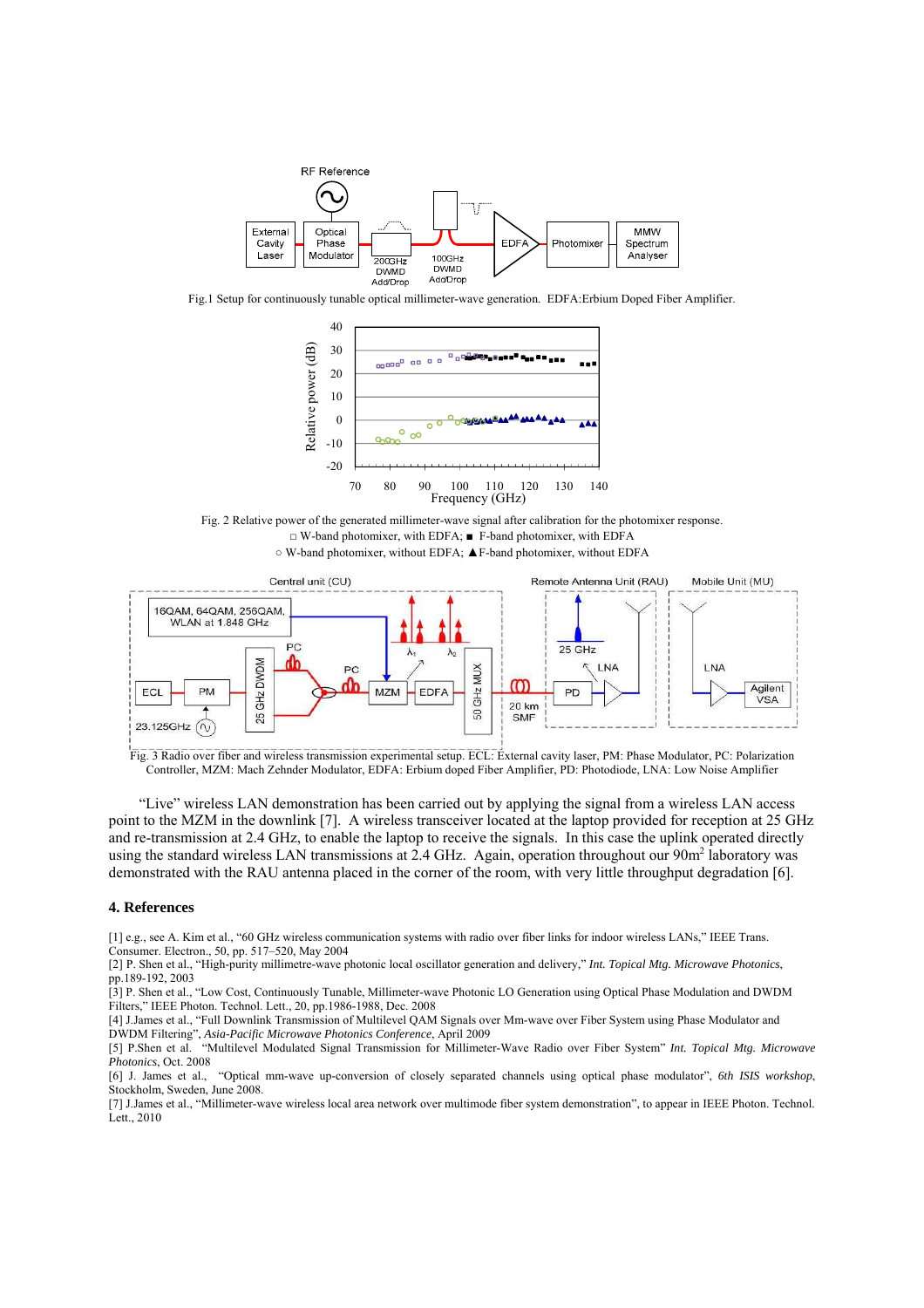RF Reference

External Cavity Laser

Optical Phase Modulator

200GHz DWMD Add/Drop

100GHz DWMD Add/Drop

EDFA

Photomixer

MMW Spectrum Analyser

Fig.1 Setup for continuously tunable optical millimeter-wave generation. EDFA:Erbium Doped Fiber Amplifier.

Relative power (dB)

40
30
20
10
0
-10
-20

70 80 90 100 110 120 130 140

Frequency (GHz)

Fig. 2 Relative power of the generated millimeter-wave signal after calibration for the photomixer response.
□ W-band photomixer, with EDFA; ■ F-band photomixer, with EDFA
○ W-band photomixer, without EDFA; ▲F-band photomixer, without EDFA

Central unit (CU)

Remote Antenna Unit (RAU)

Mobile Unit (MU)

16QAM, 64QAM, 256QAM, WLAN at 1.848 GHz

PC

PC

$\lambda_1$ $\lambda_2$

ECL

PM

25 GHz DWDM

MZM

EDFA

50 GHz MUX

20 km SMF

25 GHz

LNA

PD

LNA

Agilent VSA

23.125GHz

Fig. 3 Radio over fiber and wireless transmission experimental setup. ECL: External cavity laser, PM: Phase Modulator, PC: Polarization Controller, MZM: Mach Zehnder Modulator, EDFA: Erbium doped Fiber Amplifier, PD: Photodiode, LNA: Low Noise Amplifier

"Live" wireless LAN demonstration has been carried out by applying the signal from a wireless LAN access point to the MZM in the downlink [7]. A wireless transceiver located at the laptop provided for reception at 25 GHz and re-transmission at 2.4 GHz, to enable the laptop to receive the signals. In this case the uplink operated directly using the standard wireless LAN transmissions at 2.4 GHz. Again, operation throughout our 90m$^2$ laboratory was demonstrated with the RAU antenna placed in the corner of the room, with very little throughput degradation [6].

## 4. References

[1] e.g., see A. Kim et al., "60 GHz wireless communication systems with radio over fiber links for indoor wireless LANs," IEEE Trans. Consumer. Electron., 50, pp. 517–520, May 2004

[2] P. Shen et al., "High-purity millimetre-wave photonic local oscillator generation and delivery," *Int. Topical Mtg. Microwave Photonics*, pp.189-192, 2003

[3] P. Shen et al., "Low Cost, Continuously Tunable, Millimeter-wave Photonic LO Generation using Optical Phase Modulation and DWDM Filters," IEEE Photon. Technol. Lett., 20, pp.1986-1988, Dec. 2008

[4] J.James et al., "Full Downlink Transmission of Multilevel QAM Signals over Mm-wave over Fiber System using Phase Modulator and DWDM Filtering", *Asia-Pacific Microwave Photonics Conference*, April 2009

[5] P.Shen et al. "Multilevel Modulated Signal Transmission for Millimeter-Wave Radio over Fiber System" *Int. Topical Mtg. Microwave Photonics*, Oct. 2008

[6] J. James et al., "Optical mm-wave up-conversion of closely separated channels using optical phase modulator", *6th ISIS workshop*, Stockholm, Sweden, June 2008.

[7] J.James et al., "Millimeter-wave wireless local area network over multimode fiber system demonstration", to appear in IEEE Photon. Technol. Lett., 2010